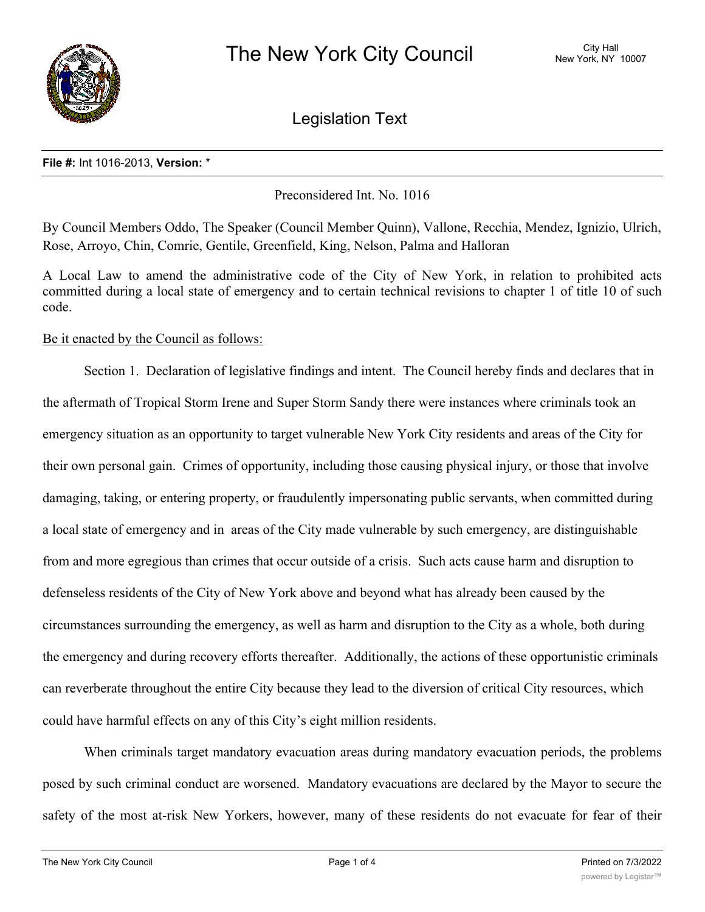# The New York City Council

City Hall
New York, NY 10007

## Legislation Text

**File #:** Int 1016-2013, **Version:** *

Preconsidered Int. No. 1016

By Council Members Oddo, The Speaker (Council Member Quinn), Vallone, Recchia, Mendez, Ignizio, Ulrich, Rose, Arroyo, Chin, Comrie, Gentile, Greenfield, King, Nelson, Palma and Halloran

A Local Law to amend the administrative code of the City of New York, in relation to prohibited acts committed during a local state of emergency and to certain technical revisions to chapter 1 of title 10 of such code.

Be it enacted by the Council as follows:

Section 1. Declaration of legislative findings and intent. The Council hereby finds and declares that in the aftermath of Tropical Storm Irene and Super Storm Sandy there were instances where criminals took an emergency situation as an opportunity to target vulnerable New York City residents and areas of the City for their own personal gain. Crimes of opportunity, including those causing physical injury, or those that involve damaging, taking, or entering property, or fraudulently impersonating public servants, when committed during a local state of emergency and in areas of the City made vulnerable by such emergency, are distinguishable from and more egregious than crimes that occur outside of a crisis. Such acts cause harm and disruption to defenseless residents of the City of New York above and beyond what has already been caused by the circumstances surrounding the emergency, as well as harm and disruption to the City as a whole, both during the emergency and during recovery efforts thereafter. Additionally, the actions of these opportunistic criminals can reverberate throughout the entire City because they lead to the diversion of critical City resources, which could have harmful effects on any of this City's eight million residents.

When criminals target mandatory evacuation areas during mandatory evacuation periods, the problems posed by such criminal conduct are worsened. Mandatory evacuations are declared by the Mayor to secure the safety of the most at-risk New Yorkers, however, many of these residents do not evacuate for fear of their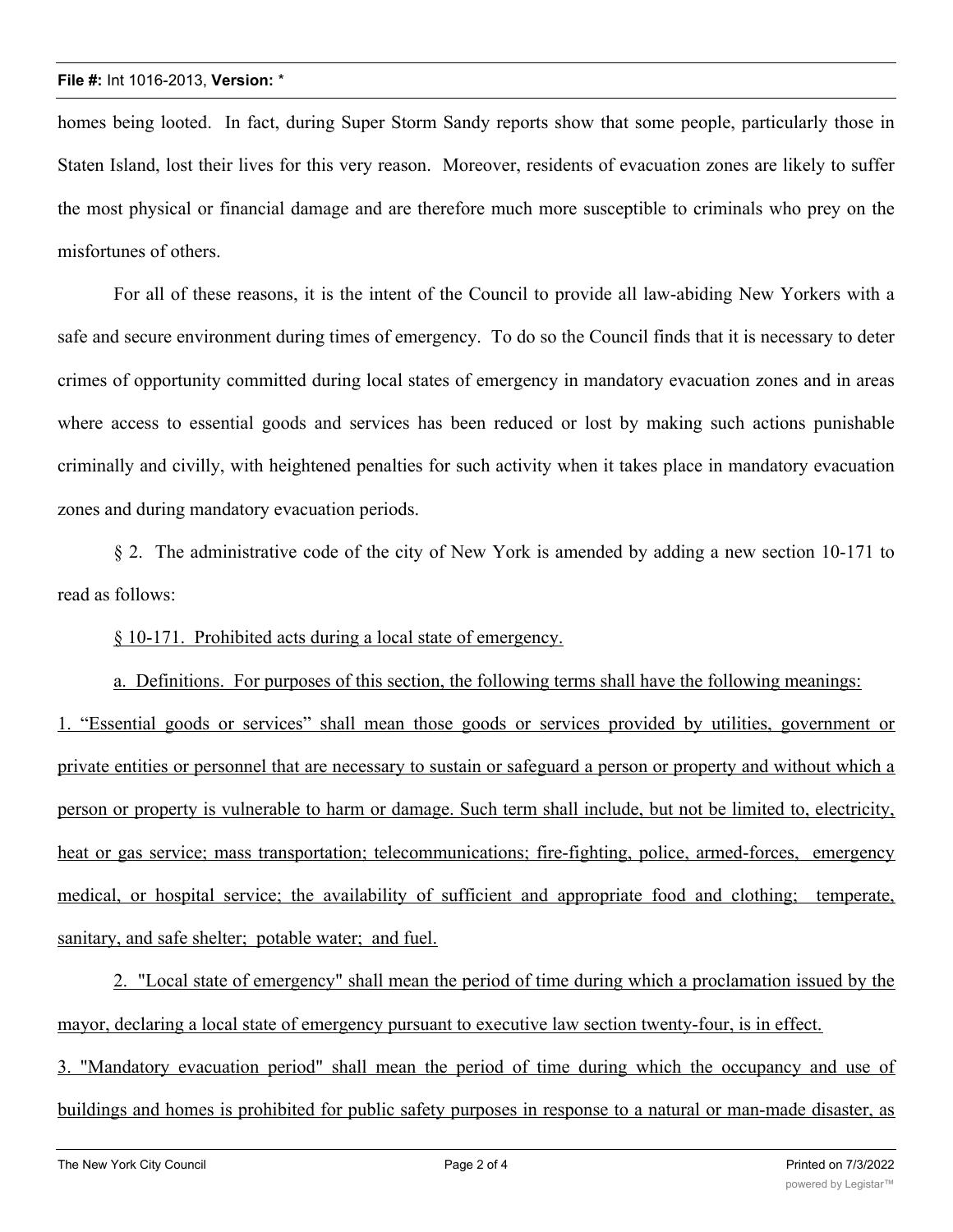homes being looted. In fact, during Super Storm Sandy reports show that some people, particularly those in Staten Island, lost their lives for this very reason. Moreover, residents of evacuation zones are likely to suffer the most physical or financial damage and are therefore much more susceptible to criminals who prey on the misfortunes of others.

For all of these reasons, it is the intent of the Council to provide all law-abiding New Yorkers with a safe and secure environment during times of emergency. To do so the Council finds that it is necessary to deter crimes of opportunity committed during local states of emergency in mandatory evacuation zones and in areas where access to essential goods and services has been reduced or lost by making such actions punishable criminally and civilly, with heightened penalties for such activity when it takes place in mandatory evacuation zones and during mandatory evacuation periods.

§ 2. The administrative code of the city of New York is amended by adding a new section 10-171 to read as follows:

§ 10-171. Prohibited acts during a local state of emergency.

a. Definitions. For purposes of this section, the following terms shall have the following meanings:

1. "Essential goods or services" shall mean those goods or services provided by utilities, government or private entities or personnel that are necessary to sustain or safeguard a person or property and without which a person or property is vulnerable to harm or damage. Such term shall include, but not be limited to, electricity, heat or gas service; mass transportation; telecommunications; fire-fighting, police, armed-forces, emergency medical, or hospital service; the availability of sufficient and appropriate food and clothing; temperate, sanitary, and safe shelter; potable water; and fuel.

2. "Local state of emergency" shall mean the period of time during which a proclamation issued by the mayor, declaring a local state of emergency pursuant to executive law section twenty-four, is in effect.

3. "Mandatory evacuation period" shall mean the period of time during which the occupancy and use of buildings and homes is prohibited for public safety purposes in response to a natural or man-made disaster, as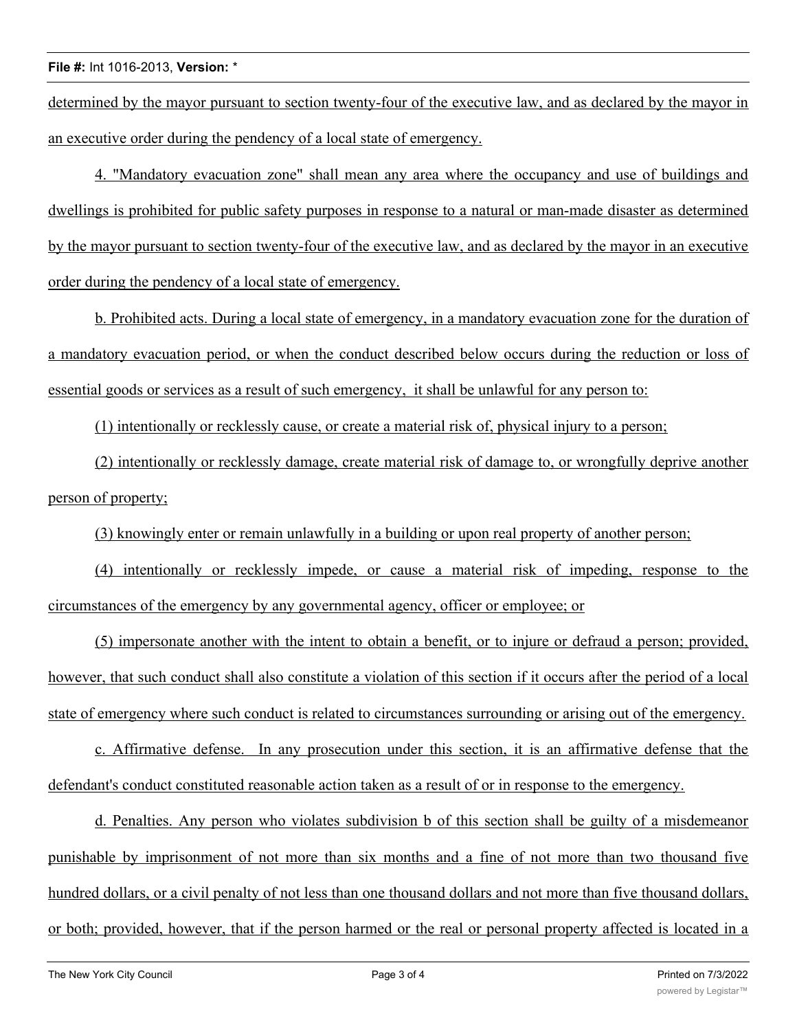determined by the mayor pursuant to section twenty-four of the executive law, and as declared by the mayor in an executive order during the pendency of a local state of emergency.

4. "Mandatory evacuation zone" shall mean any area where the occupancy and use of buildings and dwellings is prohibited for public safety purposes in response to a natural or man-made disaster as determined by the mayor pursuant to section twenty-four of the executive law, and as declared by the mayor in an executive order during the pendency of a local state of emergency.

b. Prohibited acts. During a local state of emergency, in a mandatory evacuation zone for the duration of a mandatory evacuation period, or when the conduct described below occurs during the reduction or loss of essential goods or services as a result of such emergency, it shall be unlawful for any person to:

(1) intentionally or recklessly cause, or create a material risk of, physical injury to a person;

(2) intentionally or recklessly damage, create material risk of damage to, or wrongfully deprive another person of property;

(3) knowingly enter or remain unlawfully in a building or upon real property of another person;

(4) intentionally or recklessly impede, or cause a material risk of impeding, response to the circumstances of the emergency by any governmental agency, officer or employee; or

(5) impersonate another with the intent to obtain a benefit, or to injure or defraud a person; provided, however, that such conduct shall also constitute a violation of this section if it occurs after the period of a local state of emergency where such conduct is related to circumstances surrounding or arising out of the emergency.

c. Affirmative defense. In any prosecution under this section, it is an affirmative defense that the defendant's conduct constituted reasonable action taken as a result of or in response to the emergency.

d. Penalties. Any person who violates subdivision b of this section shall be guilty of a misdemeanor punishable by imprisonment of not more than six months and a fine of not more than two thousand five hundred dollars, or a civil penalty of not less than one thousand dollars and not more than five thousand dollars, or both; provided, however, that if the person harmed or the real or personal property affected is located in a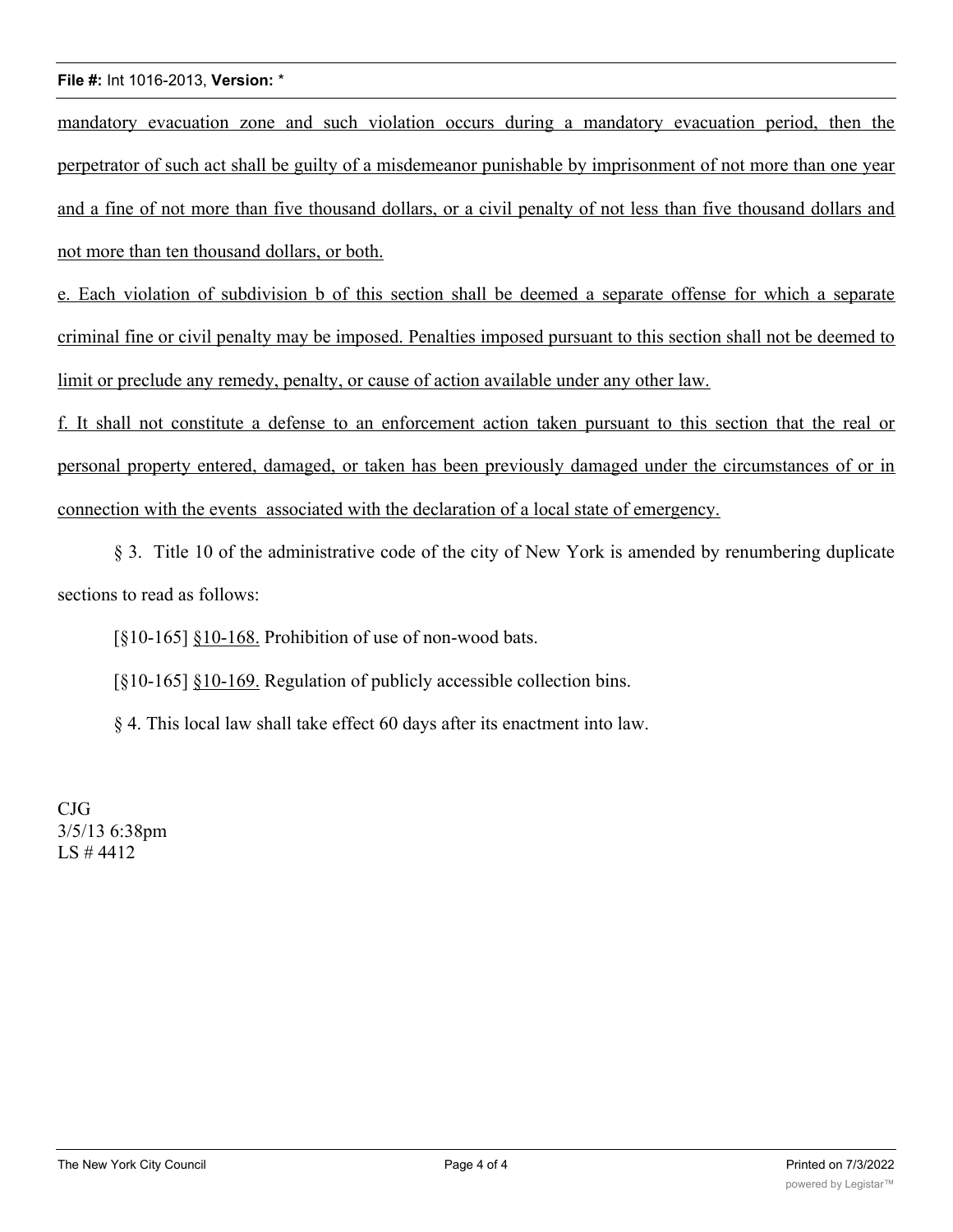mandatory evacuation zone and such violation occurs during a mandatory evacuation period, then the perpetrator of such act shall be guilty of a misdemeanor punishable by imprisonment of not more than one year and a fine of not more than five thousand dollars, or a civil penalty of not less than five thousand dollars and not more than ten thousand dollars, or both.

e. Each violation of subdivision b of this section shall be deemed a separate offense for which a separate criminal fine or civil penalty may be imposed. Penalties imposed pursuant to this section shall not be deemed to limit or preclude any remedy, penalty, or cause of action available under any other law.

f. It shall not constitute a defense to an enforcement action taken pursuant to this section that the real or personal property entered, damaged, or taken has been previously damaged under the circumstances of or in connection with the events associated with the declaration of a local state of emergency.

§ 3. Title 10 of the administrative code of the city of New York is amended by renumbering duplicate sections to read as follows:

[§10-165] §10-168. Prohibition of use of non-wood bats.

[§10-165] §10-169. Regulation of publicly accessible collection bins.

§ 4. This local law shall take effect 60 days after its enactment into law.

CJG
3/5/13 6:38pm
LS # 4412